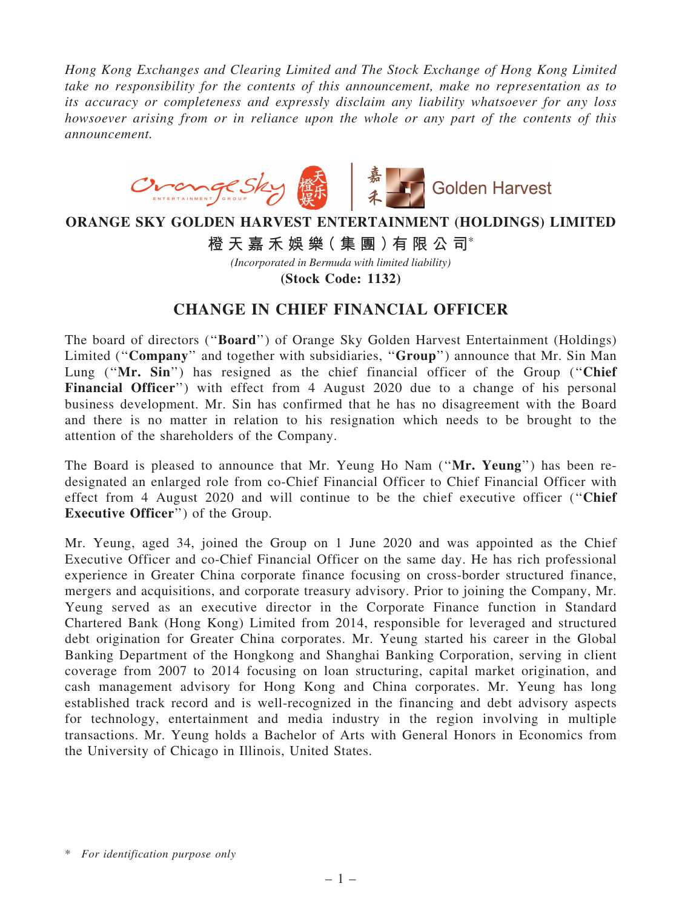*Hong Kong Exchanges and Clearing Limited and The Stock Exchange of Hong Kong Limited take no responsibility for the contents of this announcement, make no representation as to its accuracy or completeness and expressly disclaim any liability whatsoever for any loss howsoever arising from or in reliance upon the whole or any part of the contents of this announcement.*

**ORANGE SKY GOLDEN HARVEST ENTERTAINMENT (HOLDINGS) LIMITED**

**橙天嘉禾娛樂(集團)有限公司***

*(Incorporated in Bermuda with limited liability)*

**(Stock Code: 1132)**

## CHANGE IN CHIEF FINANCIAL OFFICER

The board of directors (''**Board**'') of Orange Sky Golden Harvest Entertainment (Holdings) Limited (''**Company**'' and together with subsidiaries, ''**Group**'') announce that Mr. Sin Man Lung (''**Mr. Sin**'') has resigned as the chief financial officer of the Group (''**Chief Financial Officer**'') with effect from 4 August 2020 due to a change of his personal business development. Mr. Sin has confirmed that he has no disagreement with the Board and there is no matter in relation to his resignation which needs to be brought to the attention of the shareholders of the Company.

The Board is pleased to announce that Mr. Yeung Ho Nam (''**Mr. Yeung**'') has been re-designated an enlarged role from co-Chief Financial Officer to Chief Financial Officer with effect from 4 August 2020 and will continue to be the chief executive officer (''**Chief Executive Officer**'') of the Group.

Mr. Yeung, aged 34, joined the Group on 1 June 2020 and was appointed as the Chief Executive Officer and co-Chief Financial Officer on the same day. He has rich professional experience in Greater China corporate finance focusing on cross-border structured finance, mergers and acquisitions, and corporate treasury advisory. Prior to joining the Company, Mr. Yeung served as an executive director in the Corporate Finance function in Standard Chartered Bank (Hong Kong) Limited from 2014, responsible for leveraged and structured debt origination for Greater China corporates. Mr. Yeung started his career in the Global Banking Department of the Hongkong and Shanghai Banking Corporation, serving in client coverage from 2007 to 2014 focusing on loan structuring, capital market origination, and cash management advisory for Hong Kong and China corporates. Mr. Yeung has long established track record and is well-recognized in the financing and debt advisory aspects for technology, entertainment and media industry in the region involving in multiple transactions. Mr. Yeung holds a Bachelor of Arts with General Honors in Economics from the University of Chicago in Illinois, United States.

\* *For identification purpose only*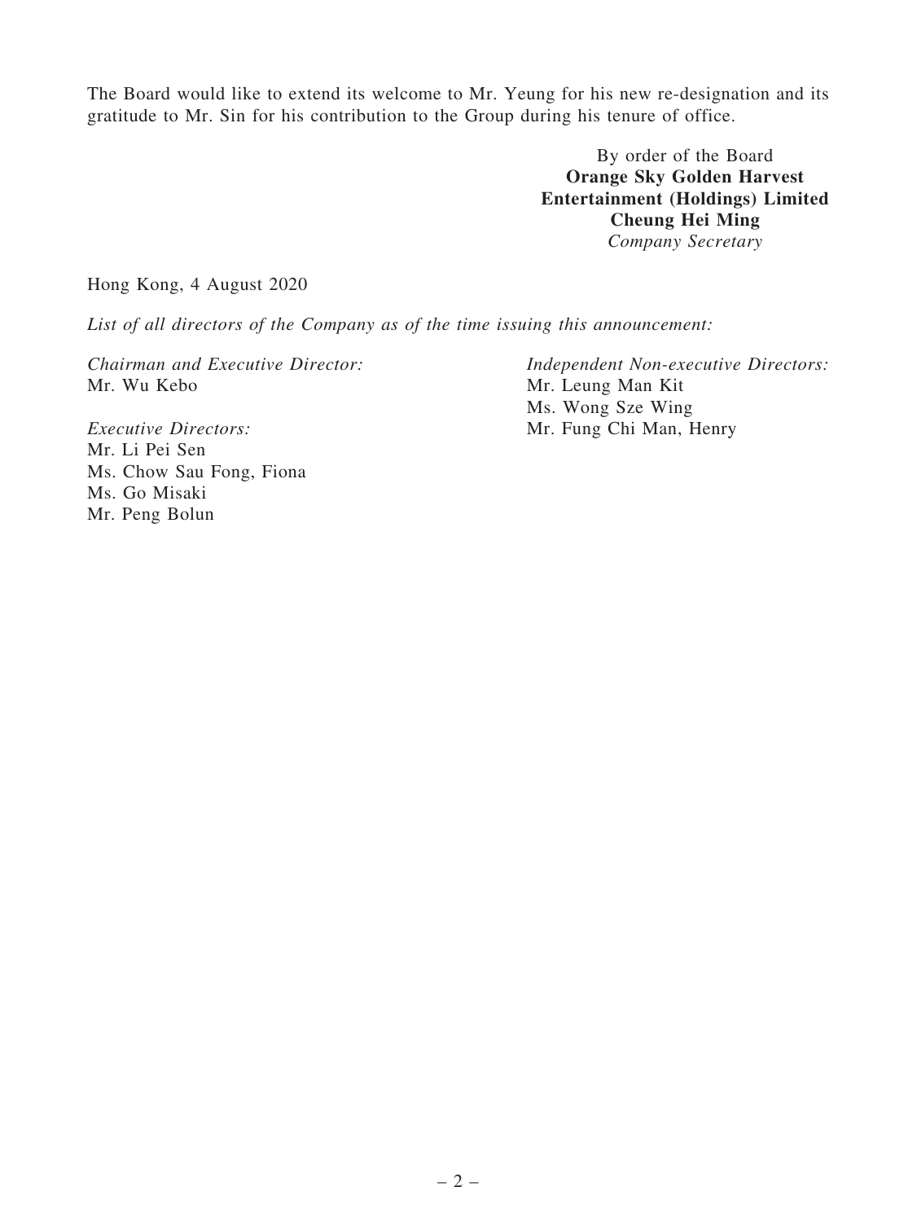The Board would like to extend its welcome to Mr. Yeung for his new re-designation and its gratitude to Mr. Sin for his contribution to the Group during his tenure of office.

By order of the Board
**Orange Sky Golden Harvest Entertainment (Holdings) Limited**
**Cheung Hei Ming**
*Company Secretary*

Hong Kong, 4 August 2020

*List of all directors of the Company as of the time issuing this announcement:*

*Chairman and Executive Director:*
Mr. Wu Kebo

*Executive Directors:*
Mr. Li Pei Sen
Ms. Chow Sau Fong, Fiona
Ms. Go Misaki
Mr. Peng Bolun

*Independent Non-executive Directors:*
Mr. Leung Man Kit
Ms. Wong Sze Wing
Mr. Fung Chi Man, Henry